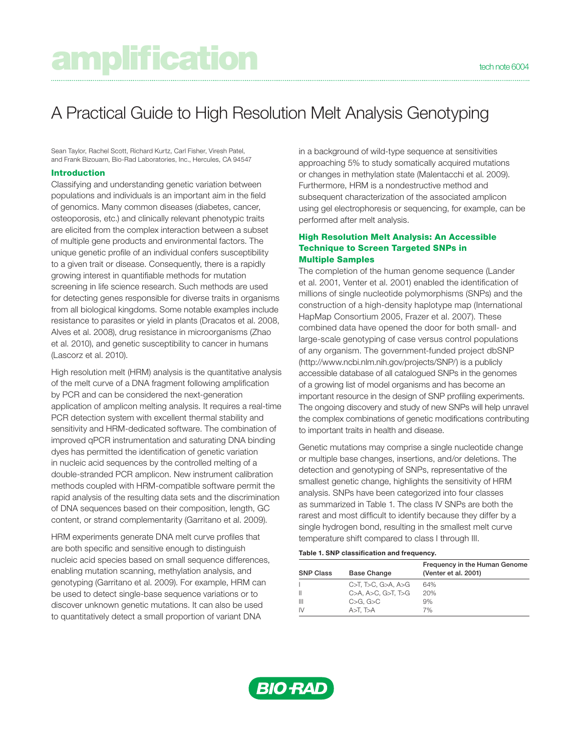# A Practical Guide to High Resolution Melt Analysis Genotyping

Sean Taylor, Rachel Scott, Richard Kurtz, Carl Fisher, Viresh Patel, and Frank Bizouarn, Bio-Rad Laboratories, Inc., Hercules, CA 94547

## Introduction

Classifying and understanding genetic variation between populations and individuals is an important aim in the field of genomics. Many common diseases (diabetes, cancer, osteoporosis, etc.) and clinically relevant phenotypic traits are elicited from the complex interaction between a subset of multiple gene products and environmental factors. The unique genetic profile of an individual confers susceptibility to a given trait or disease. Consequently, there is a rapidly growing interest in quantifiable methods for mutation screening in life science research. Such methods are used for detecting genes responsible for diverse traits in organisms from all biological kingdoms. Some notable examples include resistance to parasites or yield in plants (Dracatos et al. 2008, Alves et al. 2008), drug resistance in microorganisms (Zhao et al. 2010), and genetic susceptibility to cancer in humans (Lascorz et al. 2010).

High resolution melt (HRM) analysis is the quantitative analysis of the melt curve of a DNA fragment following amplification by PCR and can be considered the next-generation application of amplicon melting analysis. It requires a real-time PCR detection system with excellent thermal stability and sensitivity and HRM-dedicated software. The combination of improved qPCR instrumentation and saturating DNA binding dyes has permitted the identification of genetic variation in nucleic acid sequences by the controlled melting of a double-stranded PCR amplicon. New instrument calibration methods coupled with HRM-compatible software permit the rapid analysis of the resulting data sets and the discrimination of DNA sequences based on their composition, length, GC content, or strand complementarity (Garritano et al. 2009).

HRM experiments generate DNA melt curve profiles that are both specific and sensitive enough to distinguish nucleic acid species based on small sequence differences, enabling mutation scanning, methylation analysis, and genotyping (Garritano et al. 2009). For example, HRM can be used to detect single-base sequence variations or to discover unknown genetic mutations. It can also be used to quantitatively detect a small proportion of variant DNA in a background of wild-type sequence at sensitivities approaching 5% to study somatically acquired mutations or changes in methylation state (Malentacchi et al. 2009). Furthermore, HRM is a nondestructive method and subsequent characterization of the associated amplicon using gel electrophoresis or sequencing, for example, can be performed after melt analysis.

## High Resolution Melt Analysis: An Accessible Technique to Screen Targeted SNPs in Multiple Samples

The completion of the human genome sequence (Lander et al. 2001, Venter et al. 2001) enabled the identification of millions of single nucleotide polymorphisms (SNPs) and the construction of a high-density haplotype map (International HapMap Consortium 2005, Frazer et al. 2007). These combined data have opened the door for both small- and large-scale genotyping of case versus control populations of any organism. The government-funded project dbSNP (http://www.ncbi.nlm.nih.gov/projects/SNP/) is a publicly accessible database of all catalogued SNPs in the genomes of a growing list of model organisms and has become an important resource in the design of SNP profiling experiments. The ongoing discovery and study of new SNPs will help unravel the complex combinations of genetic modifications contributing to important traits in health and disease.

Genetic mutations may comprise a single nucleotide change or multiple base changes, insertions, and/or deletions. The detection and genotyping of SNPs, representative of the smallest genetic change, highlights the sensitivity of HRM analysis. SNPs have been categorized into four classes as summarized in Table 1. The class IV SNPs are both the rarest and most difficult to identify because they differ by a single hydrogen bond, resulting in the smallest melt curve temperature shift compared to class I through III.

**Table 1. SNP classification and frequency.**

| SNP Class | Base Change | Frequency in the Human Genome (Venter et al. 2001) |
|---|---|---|
| I | C>T, T>C, G>A, A>G | 64% |
| II | C>A, A>C, G>T, T>G | 20% |
| III | C>G, G>C | 9% |
| IV | A>T, T>A | 7% |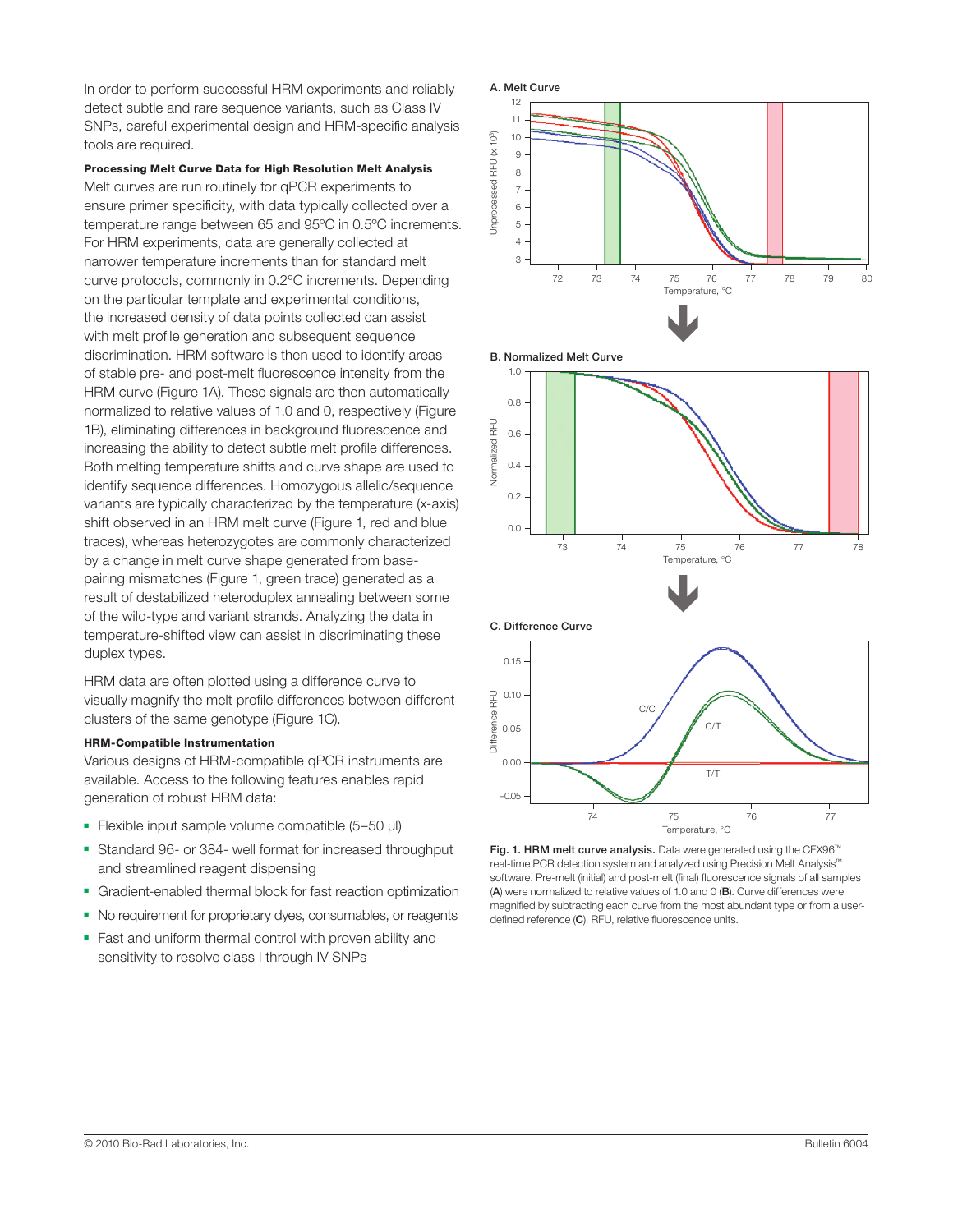In order to perform successful HRM experiments and reliably detect subtle and rare sequence variants, such as Class IV SNPs, careful experimental design and HRM-specific analysis tools are required.

**Processing Melt Curve Data for High Resolution Melt Analysis**

Melt curves are run routinely for qPCR experiments to ensure primer specificity, with data typically collected over a temperature range between 65 and 95ºC in 0.5ºC increments. For HRM experiments, data are generally collected at narrower temperature increments than for standard melt curve protocols, commonly in 0.2ºC increments. Depending on the particular template and experimental conditions, the increased density of data points collected can assist with melt profile generation and subsequent sequence discrimination. HRM software is then used to identify areas of stable pre- and post-melt fluorescence intensity from the HRM curve (Figure 1A). These signals are then automatically normalized to relative values of 1.0 and 0, respectively (Figure 1B), eliminating differences in background fluorescence and increasing the ability to detect subtle melt profile differences. Both melting temperature shifts and curve shape are used to identify sequence differences. Homozygous allelic/sequence variants are typically characterized by the temperature (x-axis) shift observed in an HRM melt curve (Figure 1, red and blue traces), whereas heterozygotes are commonly characterized by a change in melt curve shape generated from base-pairing mismatches (Figure 1, green trace) generated as a result of destabilized heteroduplex annealing between some of the wild-type and variant strands. Analyzing the data in temperature-shifted view can assist in discriminating these duplex types.

HRM data are often plotted using a difference curve to visually magnify the melt profile differences between different clusters of the same genotype (Figure 1C).

**HRM-Compatible Instrumentation**

Various designs of HRM-compatible qPCR instruments are available. Access to the following features enables rapid generation of robust HRM data:

- Flexible input sample volume compatible (5–50 µl)
- Standard 96- or 384- well format for increased throughput and streamlined reagent dispensing
- Gradient-enabled thermal block for fast reaction optimization
- No requirement for proprietary dyes, consumables, or reagents
- Fast and uniform thermal control with proven ability and sensitivity to resolve class I through IV SNPs

**Fig. 1. HRM melt curve analysis.** Data were generated using the CFX96™ real-time PCR detection system and analyzed using Precision Melt Analysis™ software. Pre-melt (initial) and post-melt (final) fluorescence signals of all samples (**A**) were normalized to relative values of 1.0 and 0 (**B**). Curve differences were magnified by subtracting each curve from the most abundant type or from a user-defined reference (**C**). RFU, relative fluorescence units.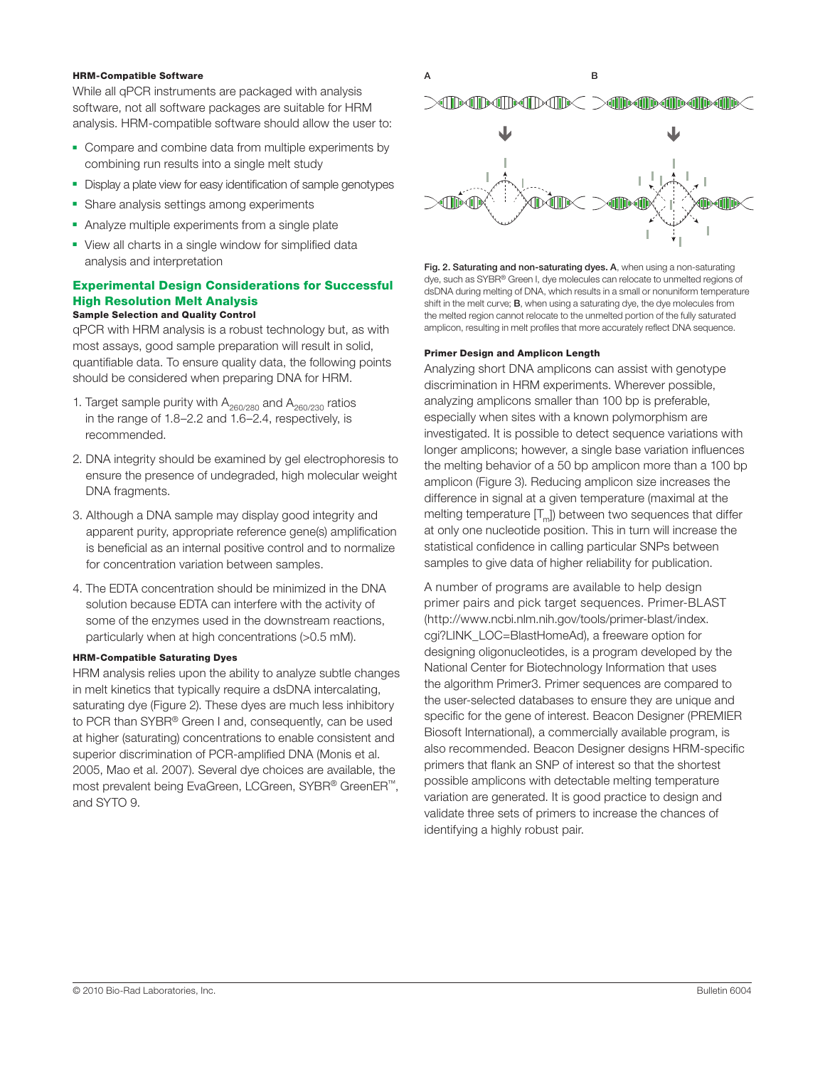#### HRM-Compatible Software

While all qPCR instruments are packaged with analysis software, not all software packages are suitable for HRM analysis. HRM-compatible software should allow the user to:

- Compare and combine data from multiple experiments by combining run results into a single melt study
- Display a plate view for easy identification of sample genotypes
- Share analysis settings among experiments
- Analyze multiple experiments from a single plate
- View all charts in a single window for simplified data analysis and interpretation

## Experimental Design Considerations for Successful High Resolution Melt Analysis

#### Sample Selection and Quality Control

qPCR with HRM analysis is a robust technology but, as with most assays, good sample preparation will result in solid, quantifiable data. To ensure quality data, the following points should be considered when preparing DNA for HRM.

1. Target sample purity with $A_{260/280}$ and $A_{260/230}$ ratios in the range of 1.8–2.2 and 1.6–2.4, respectively, is recommended.
2. DNA integrity should be examined by gel electrophoresis to ensure the presence of undegraded, high molecular weight DNA fragments.
3. Although a DNA sample may display good integrity and apparent purity, appropriate reference gene(s) amplification is beneficial as an internal positive control and to normalize for concentration variation between samples.
4. The EDTA concentration should be minimized in the DNA solution because EDTA can interfere with the activity of some of the enzymes used in the downstream reactions, particularly when at high concentrations (>0.5 mM).

#### HRM-Compatible Saturating Dyes

HRM analysis relies upon the ability to analyze subtle changes in melt kinetics that typically require a dsDNA intercalating, saturating dye (Figure 2). These dyes are much less inhibitory to PCR than SYBR® Green I and, consequently, can be used at higher (saturating) concentrations to enable consistent and superior discrimination of PCR-amplified DNA (Monis et al. 2005, Mao et al. 2007). Several dye choices are available, the most prevalent being EvaGreen, LCGreen, SYBR® GreenER™, and SYTO 9.

**Fig. 2. Saturating and non-saturating dyes. A**, when using a non-saturating dye, such as SYBR® Green I, dye molecules can relocate to unmelted regions of dsDNA during melting of DNA, which results in a small or nonuniform temperature shift in the melt curve; **B**, when using a saturating dye, the dye molecules from the melted region cannot relocate to the unmelted portion of the fully saturated amplicon, resulting in melt profiles that more accurately reflect DNA sequence.

#### Primer Design and Amplicon Length

Analyzing short DNA amplicons can assist with genotype discrimination in HRM experiments. Wherever possible, analyzing amplicons smaller than 100 bp is preferable, especially when sites with a known polymorphism are investigated. It is possible to detect sequence variations with longer amplicons; however, a single base variation influences the melting behavior of a 50 bp amplicon more than a 100 bp amplicon (Figure 3). Reducing amplicon size increases the difference in signal at a given temperature (maximal at the melting temperature [$T_m$]) between two sequences that differ at only one nucleotide position. This in turn will increase the statistical confidence in calling particular SNPs between samples to give data of higher reliability for publication.

A number of programs are available to help design primer pairs and pick target sequences. Primer-BLAST (http://www.ncbi.nlm.nih.gov/tools/primer-blast/index.cgi?LINK_LOC=BlastHomeAd), a freeware option for designing oligonucleotides, is a program developed by the National Center for Biotechnology Information that uses the algorithm Primer3. Primer sequences are compared to the user-selected databases to ensure they are unique and specific for the gene of interest. Beacon Designer (PREMIER Biosoft International), a commercially available program, is also recommended. Beacon Designer designs HRM-specific primers that flank an SNP of interest so that the shortest possible amplicons with detectable melting temperature variation are generated. It is good practice to design and validate three sets of primers to increase the chances of identifying a highly robust pair.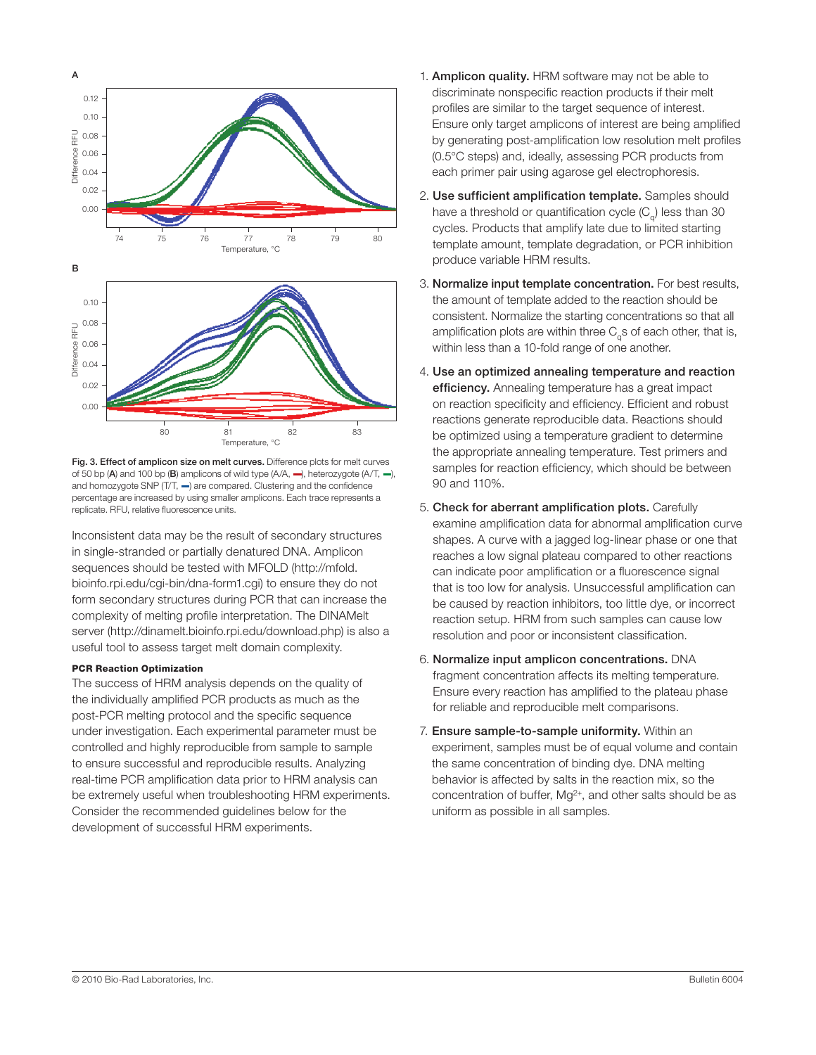Fig. 3. Effect of amplicon size on melt curves. Difference plots for melt curves of 50 bp (A) and 100 bp (B) amplicons of wild type (A/A, ▬), heterozygote (A/T, ▬), and homozygote SNP (T/T, ▬) are compared. Clustering and the confidence percentage are increased by using smaller amplicons. Each trace represents a replicate. RFU, relative fluorescence units.

Inconsistent data may be the result of secondary structures in single-stranded or partially denatured DNA. Amplicon sequences should be tested with MFOLD (http://mfold.bioinfo.rpi.edu/cgi-bin/dna-form1.cgi) to ensure they do not form secondary structures during PCR that can increase the complexity of melting profile interpretation. The DINAMelt server (http://dinamelt.bioinfo.rpi.edu/download.php) is also a useful tool to assess target melt domain complexity.

#### PCR Reaction Optimization

The success of HRM analysis depends on the quality of the individually amplified PCR products as much as the post-PCR melting protocol and the specific sequence under investigation. Each experimental parameter must be controlled and highly reproducible from sample to sample to ensure successful and reproducible results. Analyzing real-time PCR amplification data prior to HRM analysis can be extremely useful when troubleshooting HRM experiments. Consider the recommended guidelines below for the development of successful HRM experiments.

1. **Amplicon quality.** HRM software may not be able to discriminate nonspecific reaction products if their melt profiles are similar to the target sequence of interest. Ensure only target amplicons of interest are being amplified by generating post-amplification low resolution melt profiles (0.5°C steps) and, ideally, assessing PCR products from each primer pair using agarose gel electrophoresis.
2. **Use sufficient amplification template.** Samples should have a threshold or quantification cycle ($C_q$) less than 30 cycles. Products that amplify late due to limited starting template amount, template degradation, or PCR inhibition produce variable HRM results.
3. **Normalize input template concentration.** For best results, the amount of template added to the reaction should be consistent. Normalize the starting concentrations so that all amplification plots are within three $C_q$s of each other, that is, within less than a 10-fold range of one another.
4. **Use an optimized annealing temperature and reaction efficiency.** Annealing temperature has a great impact on reaction specificity and efficiency. Efficient and robust reactions generate reproducible data. Reactions should be optimized using a temperature gradient to determine the appropriate annealing temperature. Test primers and samples for reaction efficiency, which should be between 90 and 110%.
5. **Check for aberrant amplification plots.** Carefully examine amplification data for abnormal amplification curve shapes. A curve with a jagged log-linear phase or one that reaches a low signal plateau compared to other reactions can indicate poor amplification or a fluorescence signal that is too low for analysis. Unsuccessful amplification can be caused by reaction inhibitors, too little dye, or incorrect reaction setup. HRM from such samples can cause low resolution and poor or inconsistent classification.
6. **Normalize input amplicon concentrations.** DNA fragment concentration affects its melting temperature. Ensure every reaction has amplified to the plateau phase for reliable and reproducible melt comparisons.
7. **Ensure sample-to-sample uniformity.** Within an experiment, samples must be of equal volume and contain the same concentration of binding dye. DNA melting behavior is affected by salts in the reaction mix, so the concentration of buffer, $Mg^{2+}$, and other salts should be as uniform as possible in all samples.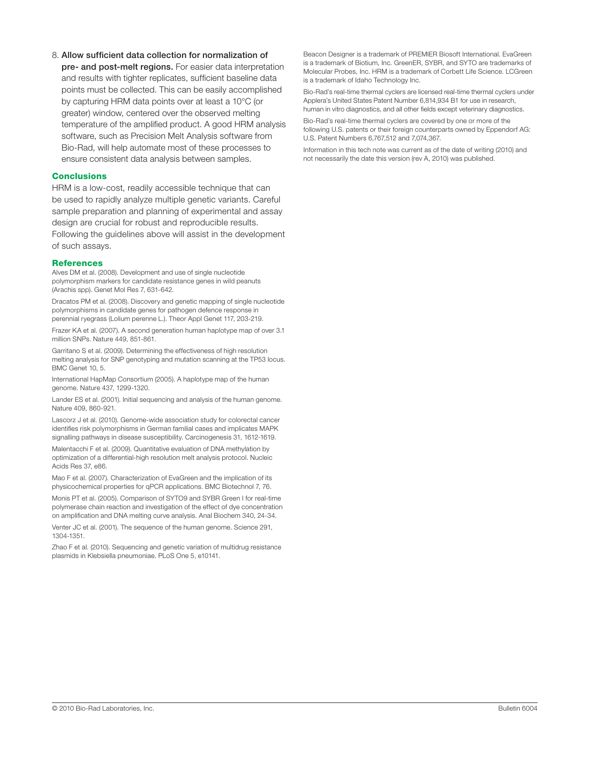8. **Allow sufficient data collection for normalization of pre- and post-melt regions.** For easier data interpretation and results with tighter replicates, sufficient baseline data points must be collected. This can be easily accomplished by capturing HRM data points over at least a 10°C (or greater) window, centered over the observed melting temperature of the amplified product. A good HRM analysis software, such as Precision Melt Analysis software from Bio-Rad, will help automate most of these processes to ensure consistent data analysis between samples.

## Conclusions

HRM is a low-cost, readily accessible technique that can be used to rapidly analyze multiple genetic variants. Careful sample preparation and planning of experimental and assay design are crucial for robust and reproducible results. Following the guidelines above will assist in the development of such assays.

## References

Alves DM et al. (2008). Development and use of single nucleotide polymorphism markers for candidate resistance genes in wild peanuts (Arachis spp). Genet Mol Res 7, 631-642.

Dracatos PM et al. (2008). Discovery and genetic mapping of single nucleotide polymorphisms in candidate genes for pathogen defence response in perennial ryegrass (Lolium perenne L.). Theor Appl Genet 117, 203-219.

Frazer KA et al. (2007). A second generation human haplotype map of over 3.1 million SNPs. Nature 449, 851-861.

Garritano S et al. (2009). Determining the effectiveness of high resolution melting analysis for SNP genotyping and mutation scanning at the TP53 locus. BMC Genet 10, 5.

International HapMap Consortium (2005). A haplotype map of the human genome. Nature 437, 1299-1320.

Lander ES et al. (2001). Initial sequencing and analysis of the human genome. Nature 409, 860-921.

Lascorz J et al. (2010). Genome-wide association study for colorectal cancer identifies risk polymorphisms in German familial cases and implicates MAPK signalling pathways in disease susceptibility. Carcinogenesis 31, 1612-1619.

Malentacchi F et al. (2009). Quantitative evaluation of DNA methylation by optimization of a differential-high resolution melt analysis protocol. Nucleic Acids Res 37, e86.

Mao F et al. (2007). Characterization of EvaGreen and the implication of its physicochemical properties for qPCR applications. BMC Biotechnol 7, 76.

Monis PT et al. (2005). Comparison of SYTO9 and SYBR Green I for real-time polymerase chain reaction and investigation of the effect of dye concentration on amplification and DNA melting curve analysis. Anal Biochem 340, 24-34.

Venter JC et al. (2001). The sequence of the human genome. Science 291, 1304-1351.

Zhao F et al. (2010). Sequencing and genetic variation of multidrug resistance plasmids in Klebsiella pneumoniae. PLoS One 5, e10141.

Beacon Designer is a trademark of PREMIER Biosoft International. EvaGreen is a trademark of Biotium, Inc. GreenER, SYBR, and SYTO are trademarks of Molecular Probes, Inc. HRM is a trademark of Corbett Life Science. LCGreen is a trademark of Idaho Technology Inc.

Bio-Rad's real-time thermal cyclers are licensed real-time thermal cyclers under Applera's United States Patent Number 6,814,934 B1 for use in research, human in vitro diagnostics, and all other fields except veterinary diagnostics.

Bio-Rad's real-time thermal cyclers are covered by one or more of the following U.S. patents or their foreign counterparts owned by Eppendorf AG: U.S. Patent Numbers 6,767,512 and 7,074,367.

Information in this tech note was current as of the date of writing (2010) and not necessarily the date this version (rev A, 2010) was published.

© 2010 Bio-Rad Laboratories, Inc. Bulletin 6004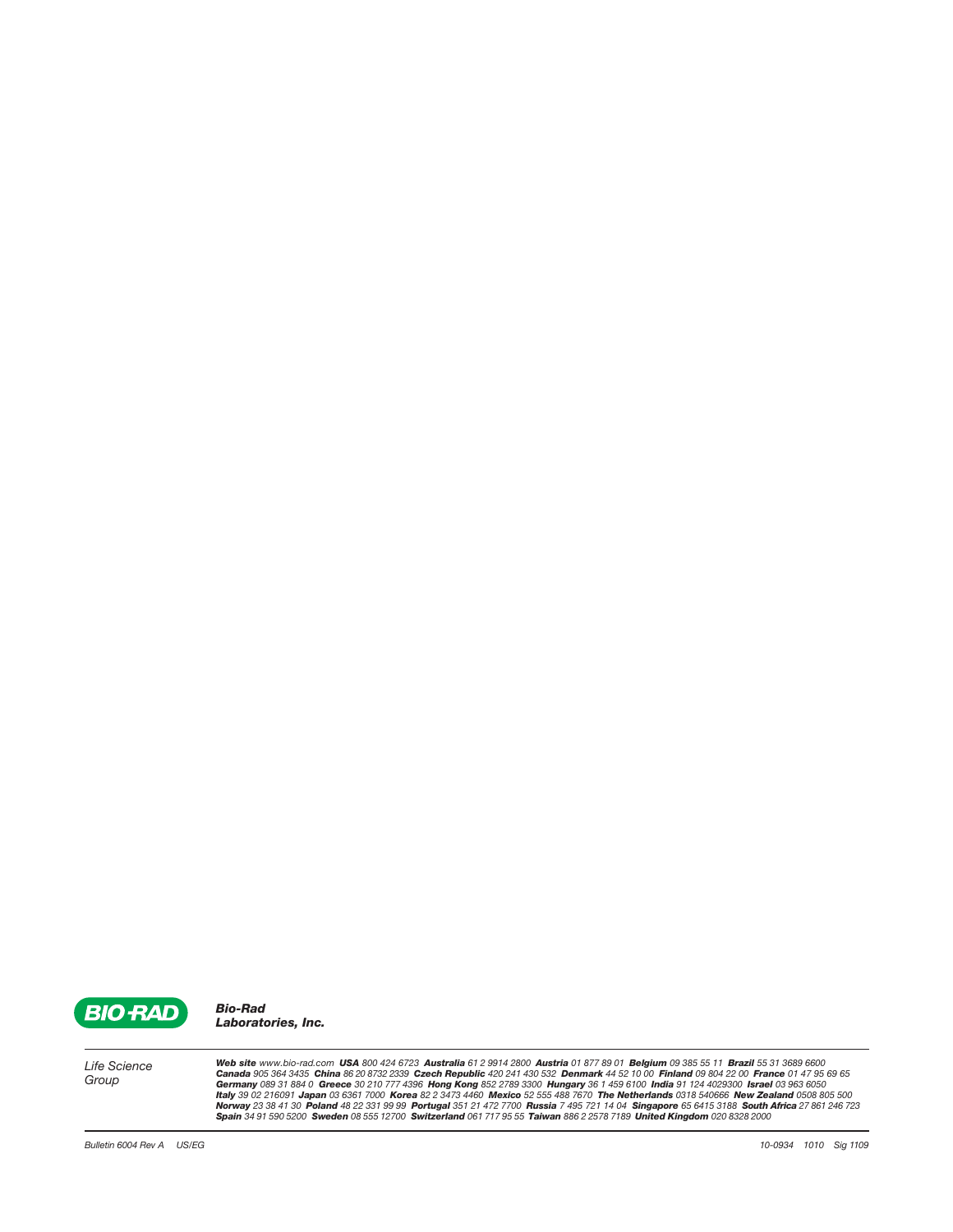BIO-RAD

***Bio-Rad Laboratories, Inc.***

*Life Science Group*

***Web site*** *www.bio-rad.com* ***USA*** *800 424 6723* ***Australia*** *61 2 9914 2800* ***Austria*** *01 877 89 01* ***Belgium*** *09 385 55 11* ***Brazil*** *55 31 3689 6600* ***Canada*** *905 364 3435* ***China*** *86 20 8732 2339* ***Czech Republic*** *420 241 430 532* ***Denmark*** *44 52 10 00* ***Finland*** *09 804 22 00* ***France*** *01 47 95 69 65* ***Germany*** *089 31 884 0* ***Greece*** *30 210 777 4396* ***Hong Kong*** *852 2789 3300* ***Hungary*** *36 1 459 6100* ***India*** *91 124 4029300* ***Israel*** *03 963 6050* ***Italy*** *39 02 216091* ***Japan*** *03 6361 7000* ***Korea*** *82 2 3473 4460* ***Mexico*** *52 555 488 7670* ***The Netherlands*** *0318 540666* ***New Zealand*** *0508 805 500* ***Norway*** *23 38 41 30* ***Poland*** *48 22 331 99 99* ***Portugal*** *351 21 472 7700* ***Russia*** *7 495 721 14 04* ***Singapore*** *65 6415 3188* ***South Africa*** *27 861 246 723* ***Spain*** *34 91 590 5200* ***Sweden*** *08 555 12700* ***Switzerland*** *061 717 95 55* ***Taiwan*** *886 2 2578 7189* ***United Kingdom*** *020 8328 2000*

*Bulletin 6004 Rev A US/EG* *10-0934 1010 Sig 1109*